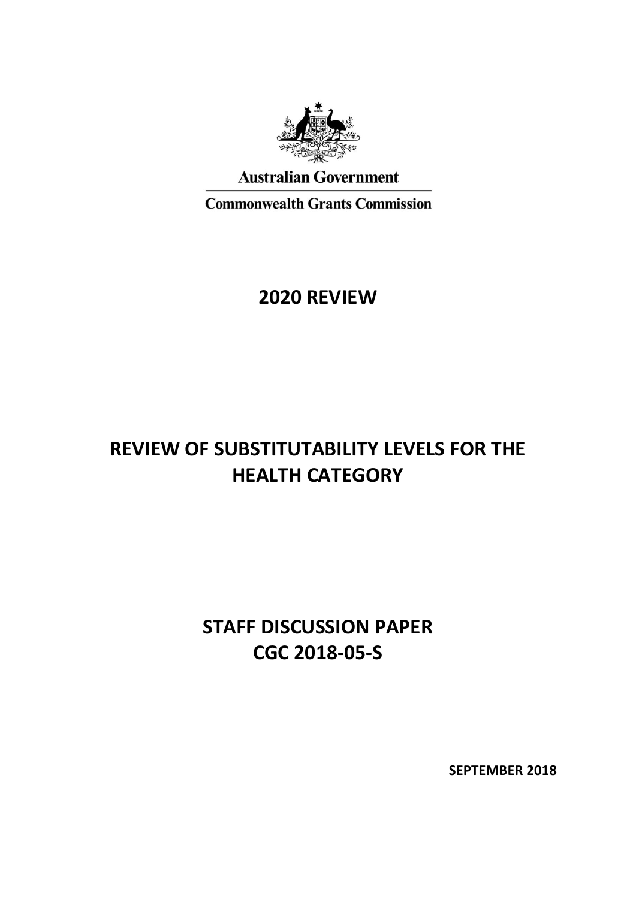Australian Government

Commonwealth Grants Commission

# 2020 REVIEW

# REVIEW OF SUBSTITUTABILITY LEVELS FOR THE HEALTH CATEGORY

# STAFF DISCUSSION PAPER
# CGC 2018-05-S

**SEPTEMBER 2018**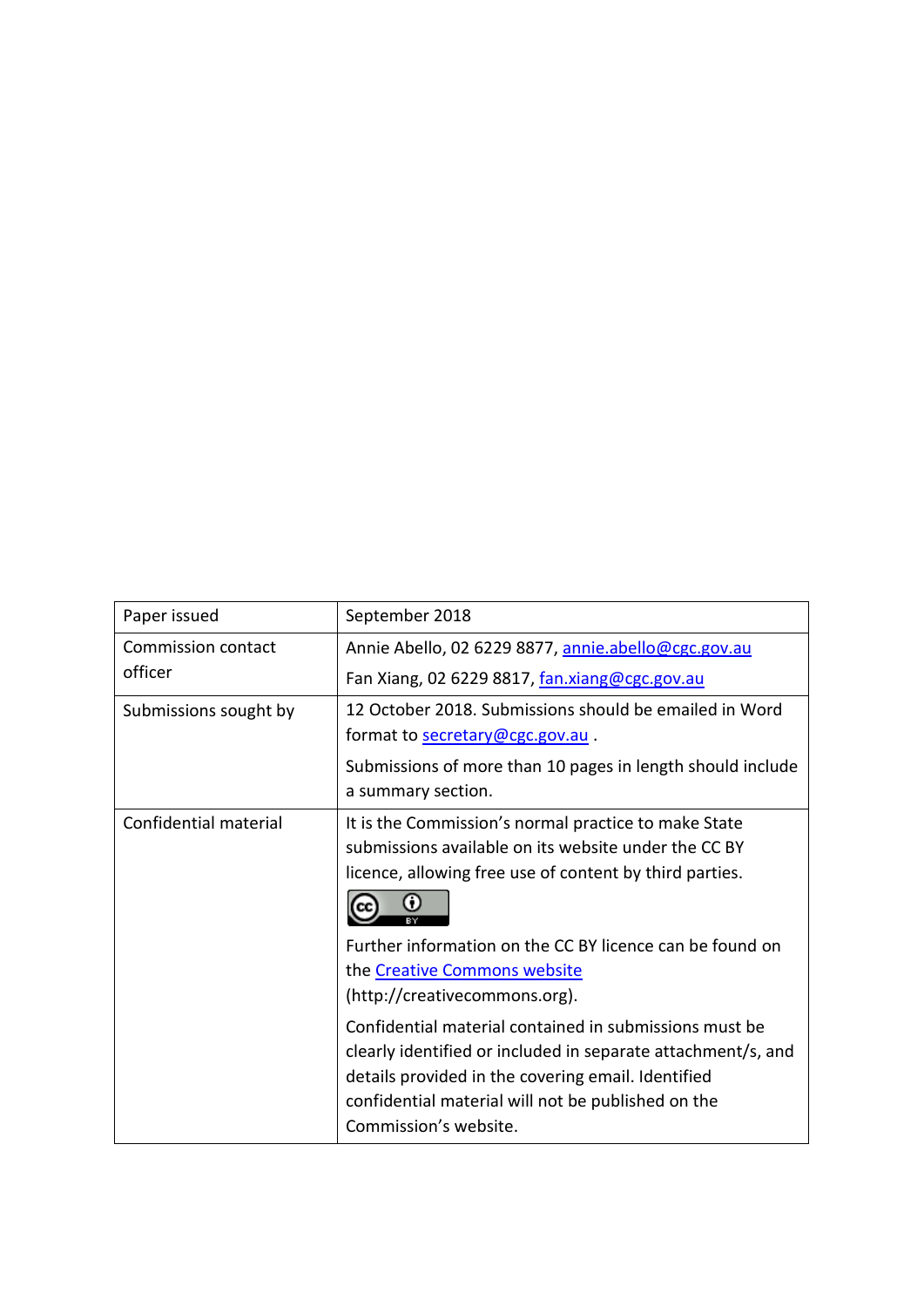| Paper issued | September 2018 |
| --- | --- |
| Commission contact officer | Annie Abello, 02 6229 8877, annie.abello@cgc.gov.au<br>Fan Xiang, 02 6229 8817, fan.xiang@cgc.gov.au |
| Submissions sought by | 12 October 2018. Submissions should be emailed in Word format to secretary@cgc.gov.au .<br>Submissions of more than 10 pages in length should include a summary section. |
| Confidential material | It is the Commission's normal practice to make State submissions available on its website under the CC BY licence, allowing free use of content by third parties.<br>Further information on the CC BY licence can be found on the Creative Commons website (http://creativecommons.org).<br>Confidential material contained in submissions must be clearly identified or included in separate attachment/s, and details provided in the covering email. Identified confidential material will not be published on the Commission's website. |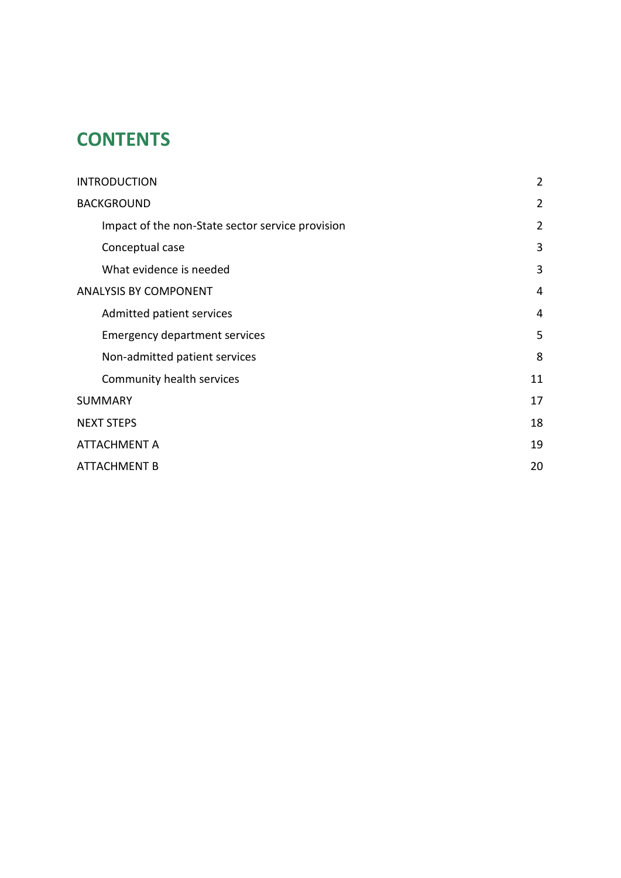# CONTENTS

| | |
|---|---|
| INTRODUCTION | 2 |
| BACKGROUND | 2 |
| Impact of the non-State sector service provision | 2 |
| Conceptual case | 3 |
| What evidence is needed | 3 |
| ANALYSIS BY COMPONENT | 4 |
| Admitted patient services | 4 |
| Emergency department services | 5 |
| Non-admitted patient services | 8 |
| Community health services | 11 |
| SUMMARY | 17 |
| NEXT STEPS | 18 |
| ATTACHMENT A | 19 |
| ATTACHMENT B | 20 |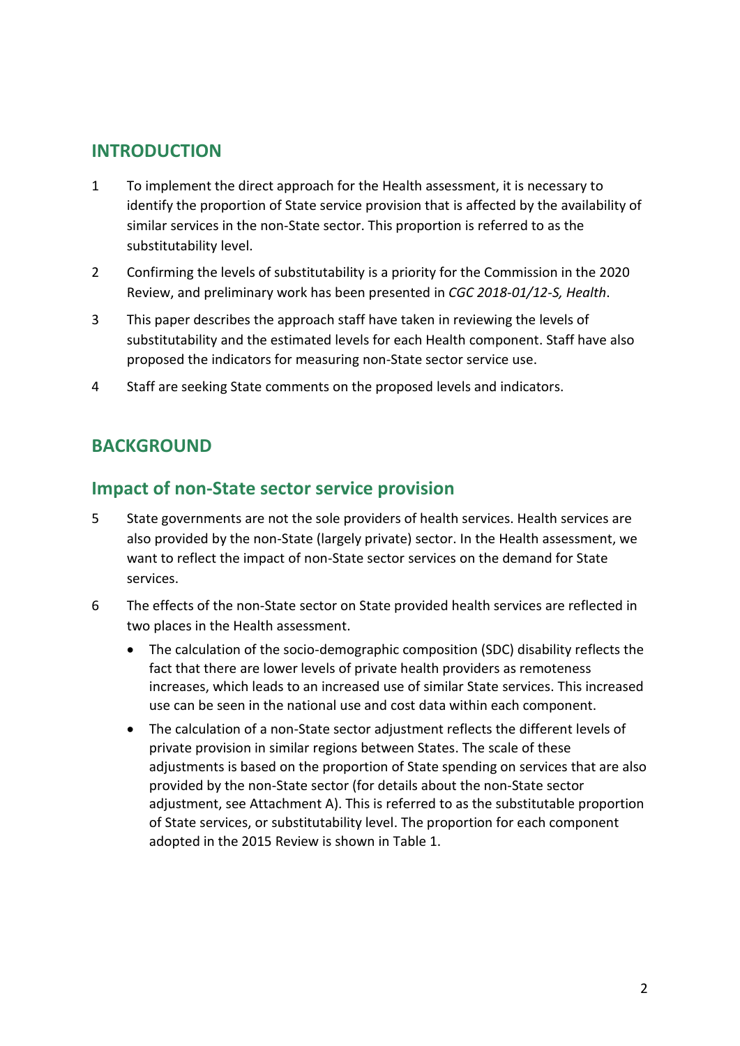## INTRODUCTION

1 To implement the direct approach for the Health assessment, it is necessary to identify the proportion of State service provision that is affected by the availability of similar services in the non-State sector. This proportion is referred to as the substitutability level.

2 Confirming the levels of substitutability is a priority for the Commission in the 2020 Review, and preliminary work has been presented in *CGC 2018-01/12-S, Health*.

3 This paper describes the approach staff have taken in reviewing the levels of substitutability and the estimated levels for each Health component. Staff have also proposed the indicators for measuring non-State sector service use.

4 Staff are seeking State comments on the proposed levels and indicators.

## BACKGROUND

### Impact of non-State sector service provision

5 State governments are not the sole providers of health services. Health services are also provided by the non-State (largely private) sector. In the Health assessment, we want to reflect the impact of non-State sector services on the demand for State services.

6 The effects of the non-State sector on State provided health services are reflected in two places in the Health assessment.

- The calculation of the socio-demographic composition (SDC) disability reflects the fact that there are lower levels of private health providers as remoteness increases, which leads to an increased use of similar State services. This increased use can be seen in the national use and cost data within each component.
- The calculation of a non-State sector adjustment reflects the different levels of private provision in similar regions between States. The scale of these adjustments is based on the proportion of State spending on services that are also provided by the non-State sector (for details about the non-State sector adjustment, see Attachment A). This is referred to as the substitutable proportion of State services, or substitutability level. The proportion for each component adopted in the 2015 Review is shown in Table 1.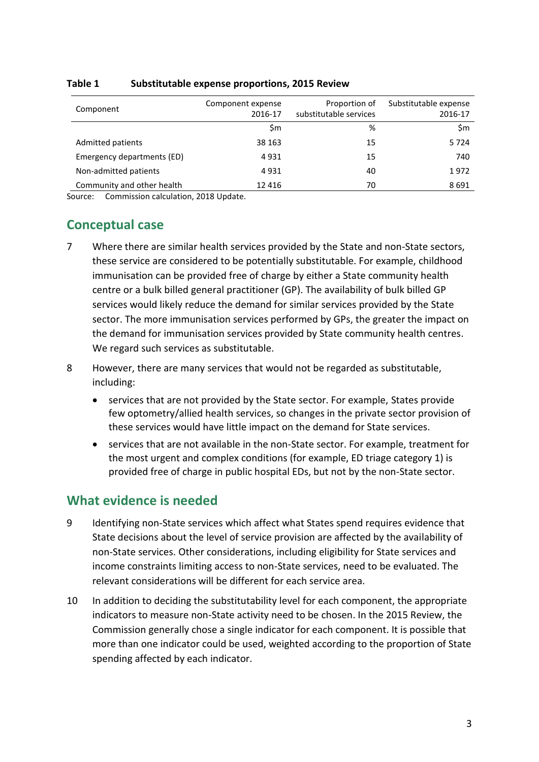**Table 1 Substitutable expense proportions, 2015 Review**

| Component | Component expense 2016-17 | Proportion of substitutable services | Substitutable expense 2016-17 |
|---|---|---|---|
| | $m | % | $m |
| Admitted patients | 38 163 | 15 | 5 724 |
| Emergency departments (ED) | 4 931 | 15 | 740 |
| Non-admitted patients | 4 931 | 40 | 1 972 |
| Community and other health | 12 416 | 70 | 8 691 |

Source: Commission calculation, 2018 Update.

## Conceptual case

7 Where there are similar health services provided by the State and non-State sectors, these service are considered to be potentially substitutable. For example, childhood immunisation can be provided free of charge by either a State community health centre or a bulk billed general practitioner (GP). The availability of bulk billed GP services would likely reduce the demand for similar services provided by the State sector. The more immunisation services performed by GPs, the greater the impact on the demand for immunisation services provided by State community health centres. We regard such services as substitutable.

8 However, there are many services that would not be regarded as substitutable, including:

- services that are not provided by the State sector. For example, States provide few optometry/allied health services, so changes in the private sector provision of these services would have little impact on the demand for State services.
- services that are not available in the non-State sector. For example, treatment for the most urgent and complex conditions (for example, ED triage category 1) is provided free of charge in public hospital EDs, but not by the non-State sector.

## What evidence is needed

9 Identifying non-State services which affect what States spend requires evidence that State decisions about the level of service provision are affected by the availability of non-State services. Other considerations, including eligibility for State services and income constraints limiting access to non-State services, need to be evaluated. The relevant considerations will be different for each service area.

10 In addition to deciding the substitutability level for each component, the appropriate indicators to measure non-State activity need to be chosen. In the 2015 Review, the Commission generally chose a single indicator for each component. It is possible that more than one indicator could be used, weighted according to the proportion of State spending affected by each indicator.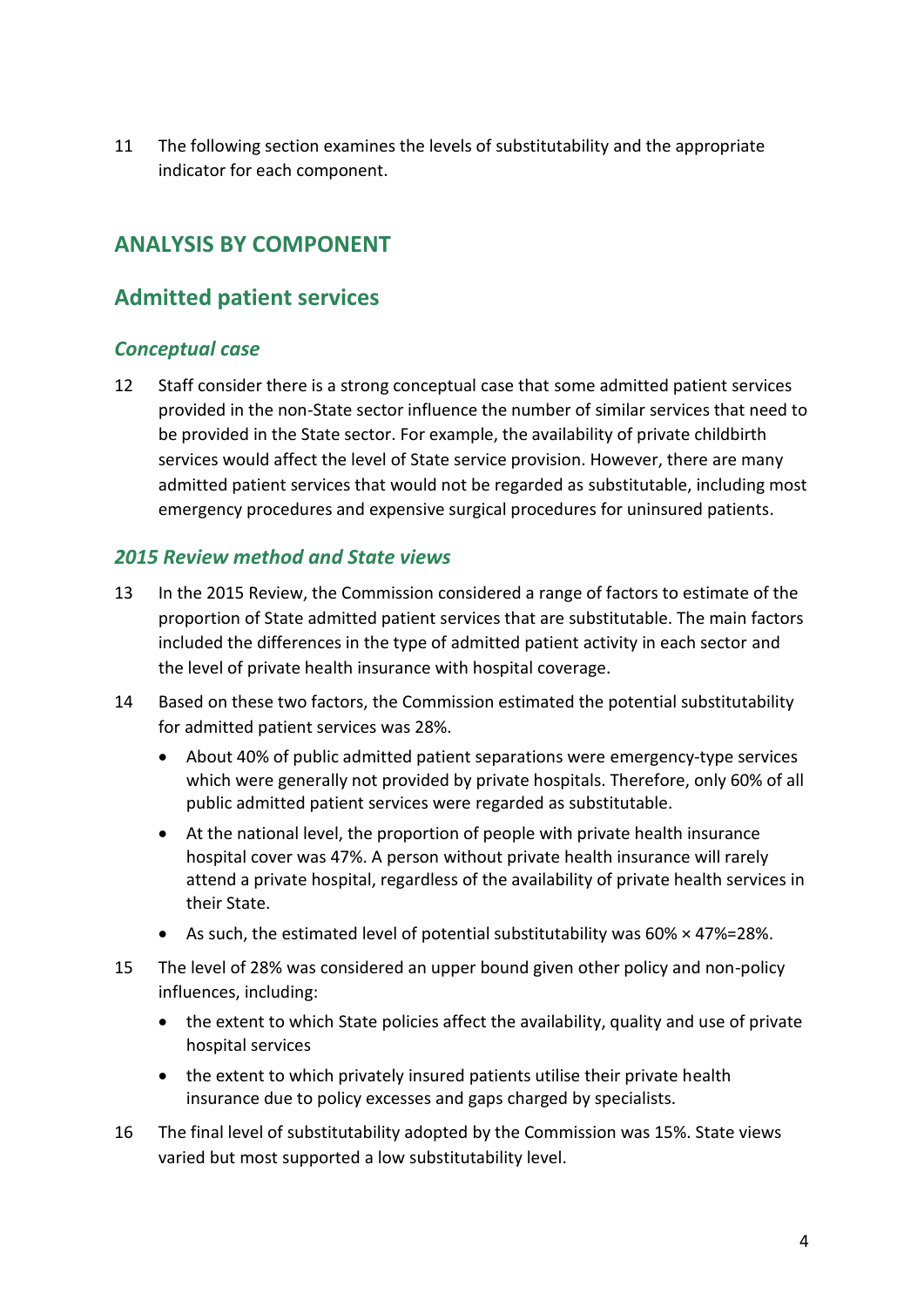11 The following section examines the levels of substitutability and the appropriate indicator for each component.

## ANALYSIS BY COMPONENT

## Admitted patient services

### *Conceptual case*

12 Staff consider there is a strong conceptual case that some admitted patient services provided in the non-State sector influence the number of similar services that need to be provided in the State sector. For example, the availability of private childbirth services would affect the level of State service provision. However, there are many admitted patient services that would not be regarded as substitutable, including most emergency procedures and expensive surgical procedures for uninsured patients.

### *2015 Review method and State views*

13 In the 2015 Review, the Commission considered a range of factors to estimate of the proportion of State admitted patient services that are substitutable. The main factors included the differences in the type of admitted patient activity in each sector and the level of private health insurance with hospital coverage.

14 Based on these two factors, the Commission estimated the potential substitutability for admitted patient services was 28%.

- About 40% of public admitted patient separations were emergency-type services which were generally not provided by private hospitals. Therefore, only 60% of all public admitted patient services were regarded as substitutable.
- At the national level, the proportion of people with private health insurance hospital cover was 47%. A person without private health insurance will rarely attend a private hospital, regardless of the availability of private health services in their State.
- As such, the estimated level of potential substitutability was 60% × 47%=28%.

15 The level of 28% was considered an upper bound given other policy and non-policy influences, including:

- the extent to which State policies affect the availability, quality and use of private hospital services
- the extent to which privately insured patients utilise their private health insurance due to policy excesses and gaps charged by specialists.

16 The final level of substitutability adopted by the Commission was 15%. State views varied but most supported a low substitutability level.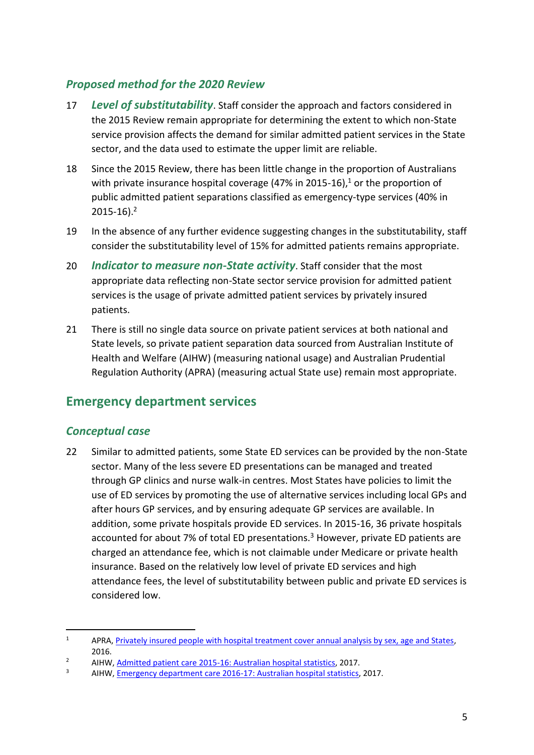### *Proposed method for the 2020 Review*

17 ***Level of substitutability***. Staff consider the approach and factors considered in the 2015 Review remain appropriate for determining the extent to which non-State service provision affects the demand for similar admitted patient services in the State sector, and the data used to estimate the upper limit are reliable.

18 Since the 2015 Review, there has been little change in the proportion of Australians with private insurance hospital coverage (47% in 2015-16),[1] or the proportion of public admitted patient separations classified as emergency-type services (40% in 2015-16).[2]

19 In the absence of any further evidence suggesting changes in the substitutability, staff consider the substitutability level of 15% for admitted patients remains appropriate.

20 ***Indicator to measure non-State activity***. Staff consider that the most appropriate data reflecting non-State sector service provision for admitted patient services is the usage of private admitted patient services by privately insured patients.

21 There is still no single data source on private patient services at both national and State levels, so private patient separation data sourced from Australian Institute of Health and Welfare (AIHW) (measuring national usage) and Australian Prudential Regulation Authority (APRA) (measuring actual State use) remain most appropriate.

## Emergency department services

### *Conceptual case*

22 Similar to admitted patients, some State ED services can be provided by the non-State sector. Many of the less severe ED presentations can be managed and treated through GP clinics and nurse walk-in centres. Most States have policies to limit the use of ED services by promoting the use of alternative services including local GPs and after hours GP services, and by ensuring adequate GP services are available. In addition, some private hospitals provide ED services. In 2015-16, 36 private hospitals accounted for about 7% of total ED presentations.[3] However, private ED patients are charged an attendance fee, which is not claimable under Medicare or private health insurance. Based on the relatively low level of private ED services and high attendance fees, the level of substitutability between public and private ED services is considered low.

---

1 APRA, Privately insured people with hospital treatment cover annual analysis by sex, age and States, 2016.

2 AIHW, Admitted patient care 2015-16: Australian hospital statistics, 2017.

3 AIHW, Emergency department care 2016-17: Australian hospital statistics, 2017.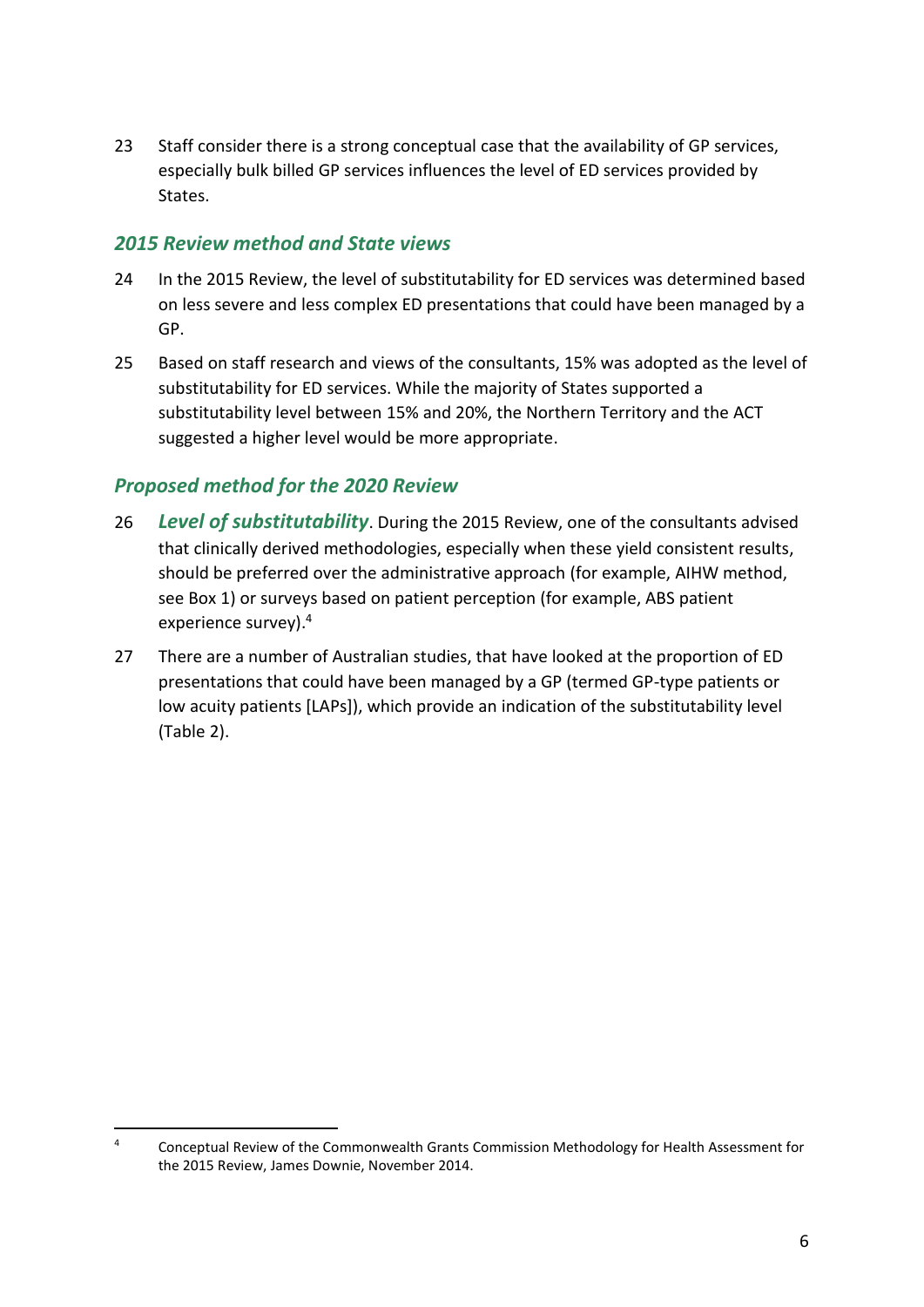23 Staff consider there is a strong conceptual case that the availability of GP services, especially bulk billed GP services influences the level of ED services provided by States.

### *2015 Review method and State views*

24 In the 2015 Review, the level of substitutability for ED services was determined based on less severe and less complex ED presentations that could have been managed by a GP.

25 Based on staff research and views of the consultants, 15% was adopted as the level of substitutability for ED services. While the majority of States supported a substitutability level between 15% and 20%, the Northern Territory and the ACT suggested a higher level would be more appropriate.

### *Proposed method for the 2020 Review*

26 ***Level of substitutability***. During the 2015 Review, one of the consultants advised that clinically derived methodologies, especially when these yield consistent results, should be preferred over the administrative approach (for example, AIHW method, see Box 1) or surveys based on patient perception (for example, ABS patient experience survey).[4]

27 There are a number of Australian studies, that have looked at the proportion of ED presentations that could have been managed by a GP (termed GP-type patients or low acuity patients [LAPs]), which provide an indication of the substitutability level (Table 2).

---

[4] Conceptual Review of the Commonwealth Grants Commission Methodology for Health Assessment for the 2015 Review, James Downie, November 2014.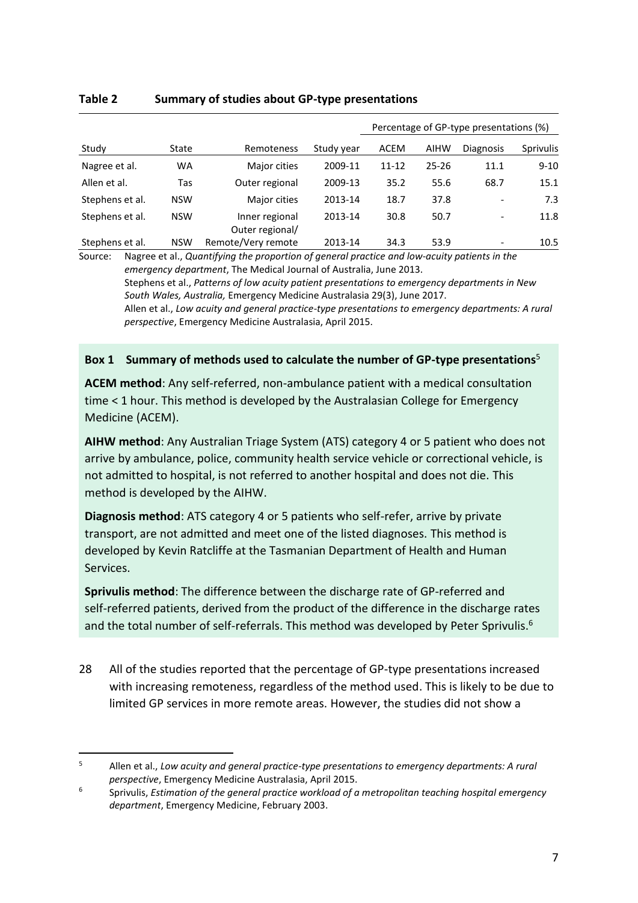**Table 2 Summary of studies about GP-type presentations**

| Study | State | Remoteness | Study year | Percentage of GP-type presentations (%) | | | |
|---|---|---|---|---|---|---|---|
| | | | | ACEM | AIHW | Diagnosis | Sprivulis |
| Nagree et al. | WA | Major cities | 2009-11 | 11-12 | 25-26 | 11.1 | 9-10 |
| Allen et al. | Tas | Outer regional | 2009-13 | 35.2 | 55.6 | 68.7 | 15.1 |
| Stephens et al. | NSW | Major cities | 2013-14 | 18.7 | 37.8 | - | 7.3 |
| Stephens et al. | NSW | Inner regional | 2013-14 | 30.8 | 50.7 | - | 11.8 |
| Stephens et al. | NSW | Outer regional/ Remote/Very remote | 2013-14 | 34.3 | 53.9 | - | 10.5 |

Source: Nagree et al., *Quantifying the proportion of general practice and low-acuity patients in the emergency department*, The Medical Journal of Australia, June 2013.
Stephens et al., *Patterns of low acuity patient presentations to emergency departments in New South Wales, Australia,* Emergency Medicine Australasia 29(3), June 2017.
Allen et al., *Low acuity and general practice-type presentations to emergency departments: A rural perspective*, Emergency Medicine Australasia, April 2015.

**Box 1 Summary of methods used to calculate the number of GP-type presentations**[5]

**ACEM method**: Any self-referred, non-ambulance patient with a medical consultation time < 1 hour. This method is developed by the Australasian College for Emergency Medicine (ACEM).

**AIHW method**: Any Australian Triage System (ATS) category 4 or 5 patient who does not arrive by ambulance, police, community health service vehicle or correctional vehicle, is not admitted to hospital, is not referred to another hospital and does not die. This method is developed by the AIHW.

**Diagnosis method**: ATS category 4 or 5 patients who self-refer, arrive by private transport, are not admitted and meet one of the listed diagnoses. This method is developed by Kevin Ratcliffe at the Tasmanian Department of Health and Human Services.

**Sprivulis method**: The difference between the discharge rate of GP-referred and self-referred patients, derived from the product of the difference in the discharge rates and the total number of self-referrals. This method was developed by Peter Sprivulis.[6]

28 All of the studies reported that the percentage of GP-type presentations increased with increasing remoteness, regardless of the method used. This is likely to be due to limited GP services in more remote areas. However, the studies did not show a

[5] Allen et al., *Low acuity and general practice-type presentations to emergency departments: A rural perspective*, Emergency Medicine Australasia, April 2015.

[6] Sprivulis, *Estimation of the general practice workload of a metropolitan teaching hospital emergency department*, Emergency Medicine, February 2003.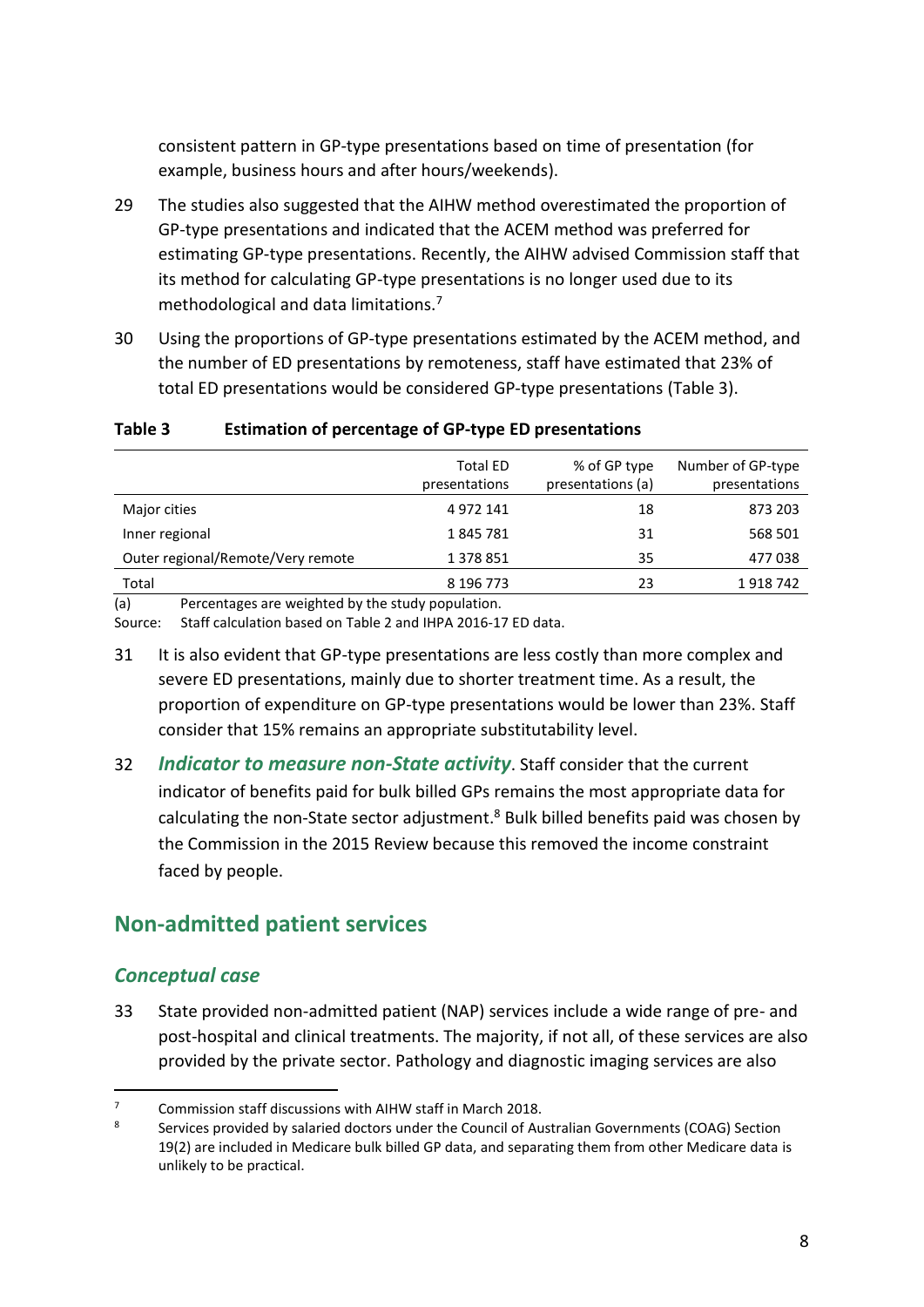consistent pattern in GP-type presentations based on time of presentation (for example, business hours and after hours/weekends).

29 The studies also suggested that the AIHW method overestimated the proportion of GP-type presentations and indicated that the ACEM method was preferred for estimating GP-type presentations. Recently, the AIHW advised Commission staff that its method for calculating GP-type presentations is no longer used due to its methodological and data limitations.[7]

30 Using the proportions of GP-type presentations estimated by the ACEM method, and the number of ED presentations by remoteness, staff have estimated that 23% of total ED presentations would be considered GP-type presentations (Table 3).

**Table 3 Estimation of percentage of GP-type ED presentations**

| | Total ED presentations | % of GP type presentations (a) | Number of GP-type presentations |
|---|---|---|---|
| Major cities | 4 972 141 | 18 | 873 203 |
| Inner regional | 1 845 781 | 31 | 568 501 |
| Outer regional/Remote/Very remote | 1 378 851 | 35 | 477 038 |
| Total | 8 196 773 | 23 | 1 918 742 |

(a) Percentages are weighted by the study population.
Source: Staff calculation based on Table 2 and IHPA 2016-17 ED data.

31 It is also evident that GP-type presentations are less costly than more complex and severe ED presentations, mainly due to shorter treatment time. As a result, the proportion of expenditure on GP-type presentations would be lower than 23%. Staff consider that 15% remains an appropriate substitutability level.

32 ***Indicator to measure non-State activity***. Staff consider that the current indicator of benefits paid for bulk billed GPs remains the most appropriate data for calculating the non-State sector adjustment.[8] Bulk billed benefits paid was chosen by the Commission in the 2015 Review because this removed the income constraint faced by people.

## Non-admitted patient services

### *Conceptual case*

33 State provided non-admitted patient (NAP) services include a wide range of pre- and post-hospital and clinical treatments. The majority, if not all, of these services are also provided by the private sector. Pathology and diagnostic imaging services are also

---

7 Commission staff discussions with AIHW staff in March 2018.

8 Services provided by salaried doctors under the Council of Australian Governments (COAG) Section 19(2) are included in Medicare bulk billed GP data, and separating them from other Medicare data is unlikely to be practical.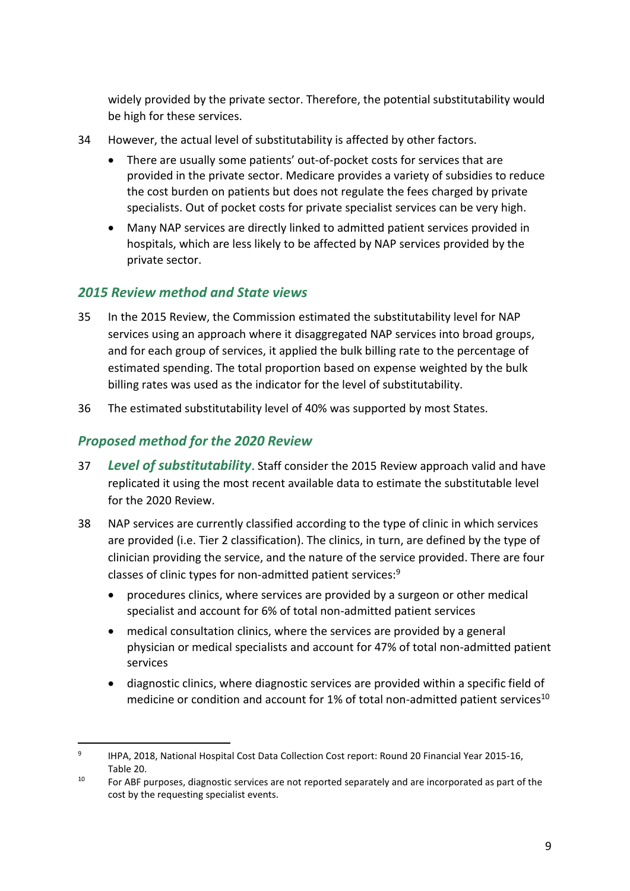widely provided by the private sector. Therefore, the potential substitutability would be high for these services.

34 However, the actual level of substitutability is affected by other factors.

- There are usually some patients' out-of-pocket costs for services that are provided in the private sector. Medicare provides a variety of subsidies to reduce the cost burden on patients but does not regulate the fees charged by private specialists. Out of pocket costs for private specialist services can be very high.
- Many NAP services are directly linked to admitted patient services provided in hospitals, which are less likely to be affected by NAP services provided by the private sector.

### *2015 Review method and State views*

35 In the 2015 Review, the Commission estimated the substitutability level for NAP services using an approach where it disaggregated NAP services into broad groups, and for each group of services, it applied the bulk billing rate to the percentage of estimated spending. The total proportion based on expense weighted by the bulk billing rates was used as the indicator for the level of substitutability.

36 The estimated substitutability level of 40% was supported by most States.

### *Proposed method for the 2020 Review*

37 ***Level of substitutability***. Staff consider the 2015 Review approach valid and have replicated it using the most recent available data to estimate the substitutable level for the 2020 Review.

38 NAP services are currently classified according to the type of clinic in which services are provided (i.e. Tier 2 classification). The clinics, in turn, are defined by the type of clinician providing the service, and the nature of the service provided. There are four classes of clinic types for non-admitted patient services:[9]

- procedures clinics, where services are provided by a surgeon or other medical specialist and account for 6% of total non-admitted patient services
- medical consultation clinics, where the services are provided by a general physician or medical specialists and account for 47% of total non-admitted patient services
- diagnostic clinics, where diagnostic services are provided within a specific field of medicine or condition and account for 1% of total non-admitted patient services[10]

[9] IHPA, 2018, National Hospital Cost Data Collection Cost report: Round 20 Financial Year 2015-16, Table 20.

[10] For ABF purposes, diagnostic services are not reported separately and are incorporated as part of the cost by the requesting specialist events.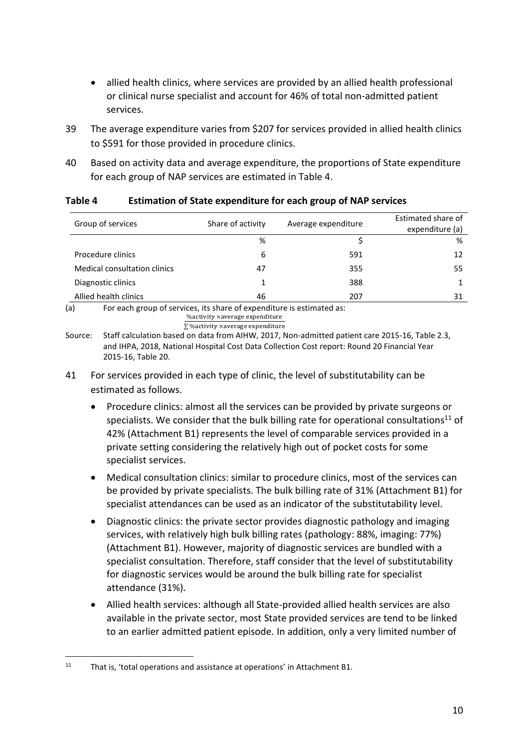- allied health clinics, where services are provided by an allied health professional or clinical nurse specialist and account for 46% of total non-admitted patient services.

39 The average expenditure varies from $207 for services provided in allied health clinics to $591 for those provided in procedure clinics.

40 Based on activity data and average expenditure, the proportions of State expenditure for each group of NAP services are estimated in Table 4.

**Table 4 Estimation of State expenditure for each group of NAP services**

| Group of services | Share of activity | Average expenditure | Estimated share of expenditure (a) |
|---|---|---|---|
| | % | $ | % |
| Procedure clinics | 6 | 591 | 12 |
| Medical consultation clinics | 47 | 355 | 55 |
| Diagnostic clinics | 1 | 388 | 1 |
| Allied health clinics | 46 | 207 | 31 |

(a) For each group of services, its share of expenditure is estimated as: $\frac{\%\text{activity} \times \text{average expenditure}}{\sum \%\text{activity} \times \text{average expenditure}}$

Source: Staff calculation based on data from AIHW, 2017, Non-admitted patient care 2015-16, Table 2.3, and IHPA, 2018, National Hospital Cost Data Collection Cost report: Round 20 Financial Year 2015-16, Table 20.

41 For services provided in each type of clinic, the level of substitutability can be estimated as follows.

- Procedure clinics: almost all the services can be provided by private surgeons or specialists. We consider that the bulk billing rate for operational consultations[11] of 42% (Attachment B1) represents the level of comparable services provided in a private setting considering the relatively high out of pocket costs for some specialist services.
- Medical consultation clinics: similar to procedure clinics, most of the services can be provided by private specialists. The bulk billing rate of 31% (Attachment B1) for specialist attendances can be used as an indicator of the substitutability level.
- Diagnostic clinics: the private sector provides diagnostic pathology and imaging services, with relatively high bulk billing rates (pathology: 88%, imaging: 77%) (Attachment B1). However, majority of diagnostic services are bundled with a specialist consultation. Therefore, staff consider that the level of substitutability for diagnostic services would be around the bulk billing rate for specialist attendance (31%).
- Allied health services: although all State-provided allied health services are also available in the private sector, most State provided services are tend to be linked to an earlier admitted patient episode. In addition, only a very limited number of

[11] That is, 'total operations and assistance at operations' in Attachment B1.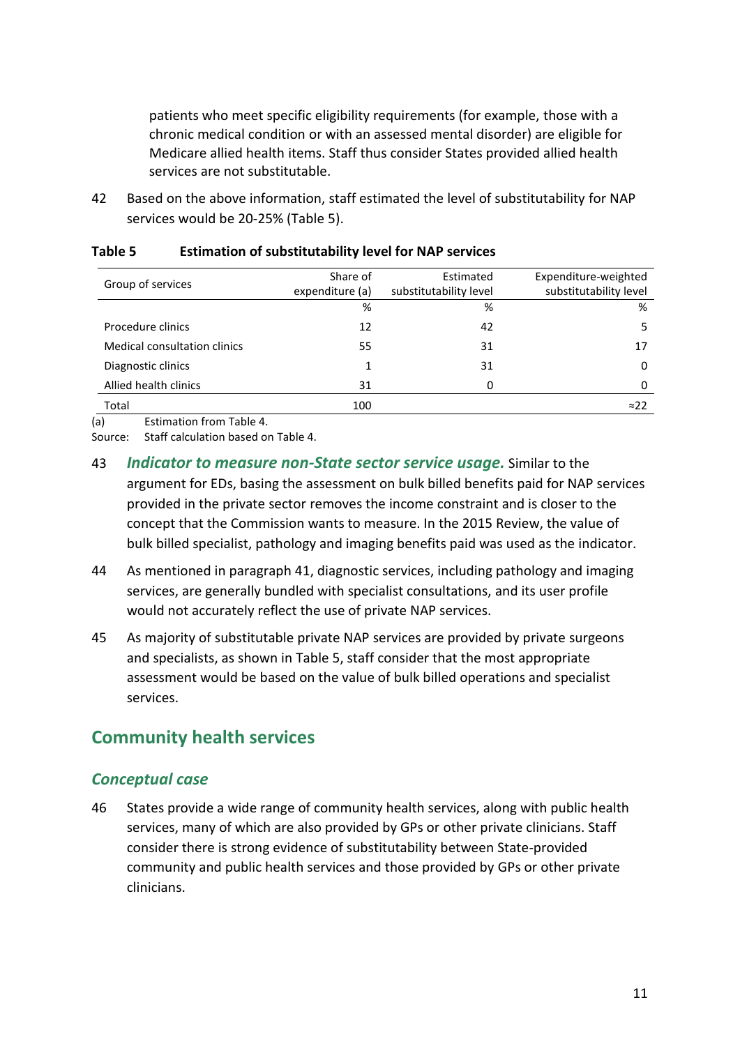patients who meet specific eligibility requirements (for example, those with a chronic medical condition or with an assessed mental disorder) are eligible for Medicare allied health items. Staff thus consider States provided allied health services are not substitutable.

42 Based on the above information, staff estimated the level of substitutability for NAP services would be 20-25% (Table 5).

**Table 5 Estimation of substitutability level for NAP services**

| Group of services | Share of expenditure (a) | Estimated substitutability level | Expenditure-weighted substitutability level |
|---|---|---|---|
| | % | % | % |
| Procedure clinics | 12 | 42 | 5 |
| Medical consultation clinics | 55 | 31 | 17 |
| Diagnostic clinics | 1 | 31 | 0 |
| Allied health clinics | 31 | 0 | 0 |
| Total | 100 | | ≈22 |

(a) Estimation from Table 4.
Source: Staff calculation based on Table 4.

43 ***Indicator to measure non-State sector service usage.*** Similar to the argument for EDs, basing the assessment on bulk billed benefits paid for NAP services provided in the private sector removes the income constraint and is closer to the concept that the Commission wants to measure. In the 2015 Review, the value of bulk billed specialist, pathology and imaging benefits paid was used as the indicator.

44 As mentioned in paragraph 41, diagnostic services, including pathology and imaging services, are generally bundled with specialist consultations, and its user profile would not accurately reflect the use of private NAP services.

45 As majority of substitutable private NAP services are provided by private surgeons and specialists, as shown in Table 5, staff consider that the most appropriate assessment would be based on the value of bulk billed operations and specialist services.

## Community health services

### *Conceptual case*

46 States provide a wide range of community health services, along with public health services, many of which are also provided by GPs or other private clinicians. Staff consider there is strong evidence of substitutability between State-provided community and public health services and those provided by GPs or other private clinicians.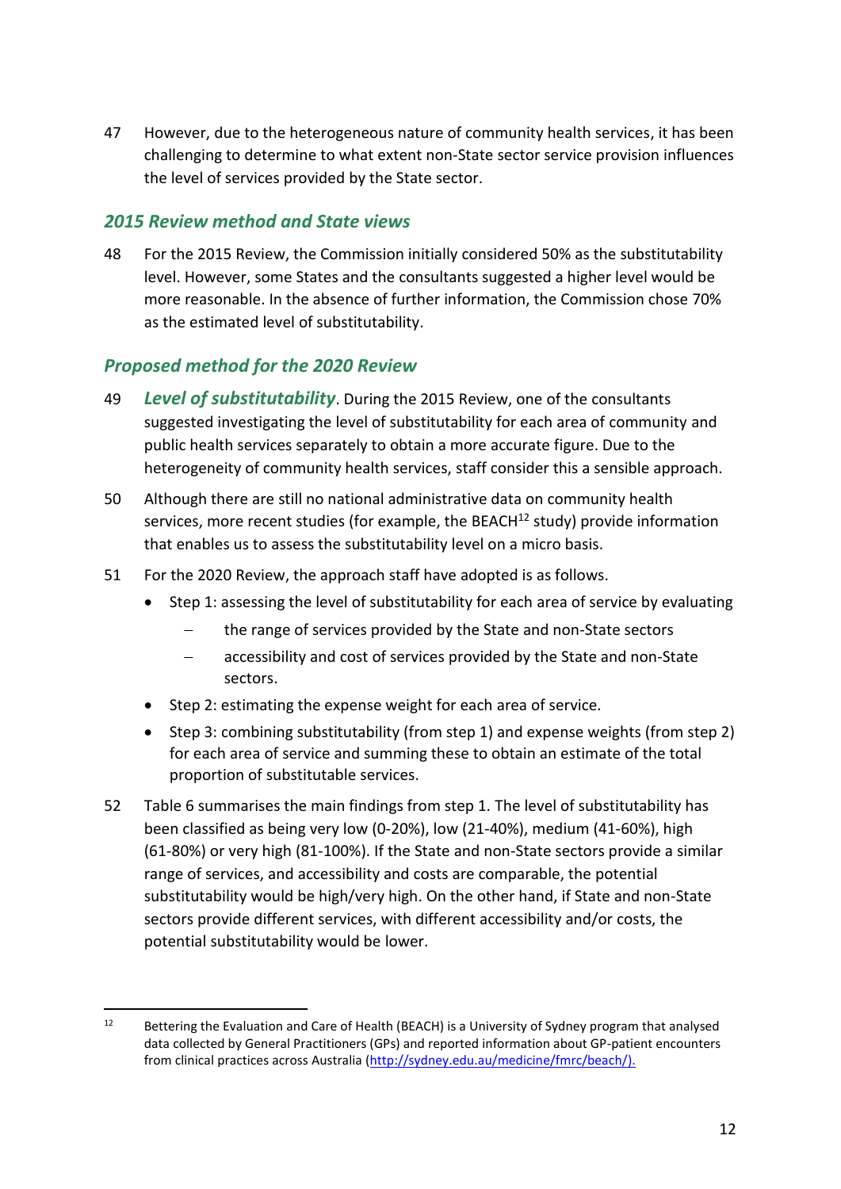47 However, due to the heterogeneous nature of community health services, it has been challenging to determine to what extent non-State sector service provision influences the level of services provided by the State sector.

### *2015 Review method and State views*

48 For the 2015 Review, the Commission initially considered 50% as the substitutability level. However, some States and the consultants suggested a higher level would be more reasonable. In the absence of further information, the Commission chose 70% as the estimated level of substitutability.

### *Proposed method for the 2020 Review*

49 ***Level of substitutability***. During the 2015 Review, one of the consultants suggested investigating the level of substitutability for each area of community and public health services separately to obtain a more accurate figure. Due to the heterogeneity of community health services, staff consider this a sensible approach.

50 Although there are still no national administrative data on community health services, more recent studies (for example, the BEACH[12] study) provide information that enables us to assess the substitutability level on a micro basis.

51 For the 2020 Review, the approach staff have adopted is as follows.

- Step 1: assessing the level of substitutability for each area of service by evaluating
  - the range of services provided by the State and non-State sectors
  - accessibility and cost of services provided by the State and non-State sectors.
- Step 2: estimating the expense weight for each area of service.
- Step 3: combining substitutability (from step 1) and expense weights (from step 2) for each area of service and summing these to obtain an estimate of the total proportion of substitutable services.

52 Table 6 summarises the main findings from step 1. The level of substitutability has been classified as being very low (0-20%), low (21-40%), medium (41-60%), high (61-80%) or very high (81-100%). If the State and non-State sectors provide a similar range of services, and accessibility and costs are comparable, the potential substitutability would be high/very high. On the other hand, if State and non-State sectors provide different services, with different accessibility and/or costs, the potential substitutability would be lower.

---

[12] Bettering the Evaluation and Care of Health (BEACH) is a University of Sydney program that analysed data collected by General Practitioners (GPs) and reported information about GP-patient encounters from clinical practices across Australia (http://sydney.edu.au/medicine/fmrc/beach/).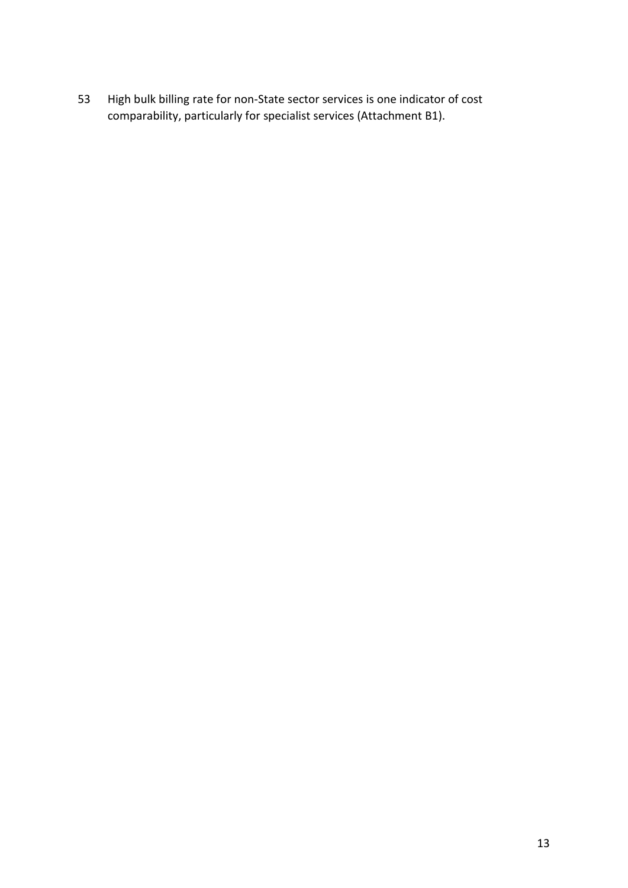53 High bulk billing rate for non-State sector services is one indicator of cost comparability, particularly for specialist services (Attachment B1).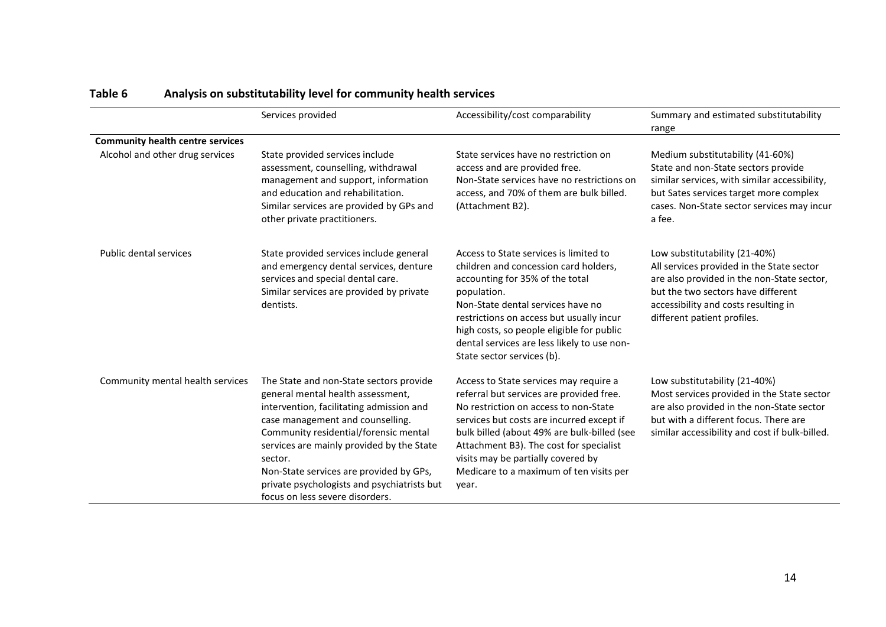**Table 6 Analysis on substitutability level for community health services**

| | Services provided | Accessibility/cost comparability | Summary and estimated substitutability range |
|---|---|---|---|
| **Community health centre services** | | | |
| Alcohol and other drug services | State provided services include assessment, counselling, withdrawal management and support, information and education and rehabilitation. Similar services are provided by GPs and other private practitioners. | State services have no restriction on access and are provided free. Non-State services have no restrictions on access, and 70% of them are bulk billed. (Attachment B2). | Medium substitutability (41-60%) State and non-State sectors provide similar services, with similar accessibility, but Sates services target more complex cases. Non-State sector services may incur a fee. |
| Public dental services | State provided services include general and emergency dental services, denture services and special dental care. Similar services are provided by private dentists. | Access to State services is limited to children and concession card holders, accounting for 35% of the total population. Non-State dental services have no restrictions on access but usually incur high costs, so people eligible for public dental services are less likely to use non-State sector services (b). | Low substitutability (21-40%) All services provided in the State sector are also provided in the non-State sector, but the two sectors have different accessibility and costs resulting in different patient profiles. |
| Community mental health services | The State and non-State sectors provide general mental health assessment, intervention, facilitating admission and case management and counselling. Community residential/forensic mental services are mainly provided by the State sector. Non-State services are provided by GPs, private psychologists and psychiatrists but focus on less severe disorders. | Access to State services may require a referral but services are provided free. No restriction on access to non-State services but costs are incurred except if bulk billed (about 49% are bulk-billed (see Attachment B3). The cost for specialist visits may be partially covered by Medicare to a maximum of ten visits per year. | Low substitutability (21-40%) Most services provided in the State sector are also provided in the non-State sector but with a different focus. There are similar accessibility and cost if bulk-billed. |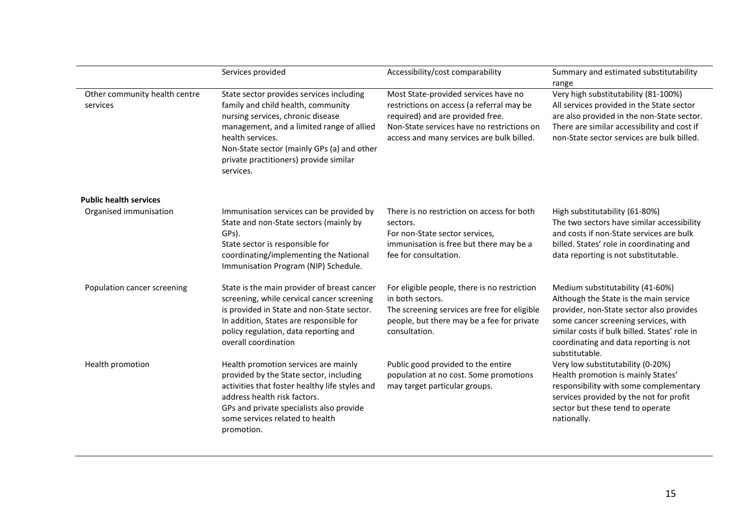| | Services provided | Accessibility/cost comparability | Summary and estimated substitutability range |
|---|---|---|---|
| Other community health centre services | State sector provides services including family and child health, community nursing services, chronic disease management, and a limited range of allied health services.<br>Non-State sector (mainly GPs (a) and other private practitioners) provide similar services. | Most State-provided services have no restrictions on access (a referral may be required) and are provided free.<br>Non-State services have no restrictions on access and many services are bulk billed. | Very high substitutability (81-100%)<br>All services provided in the State sector are also provided in the non-State sector. There are similar accessibility and cost if non-State sector services are bulk billed. |
| **Public health services** | | | |
| Organised immunisation | Immunisation services can be provided by State and non-State sectors (mainly by GPs).<br>State sector is responsible for coordinating/implementing the National Immunisation Program (NIP) Schedule. | There is no restriction on access for both sectors.<br>For non-State sector services, immunisation is free but there may be a fee for consultation. | High substitutability (61-80%)<br>The two sectors have similar accessibility and costs if non-State services are bulk billed. States' role in coordinating and data reporting is not substitutable. |
| Population cancer screening | State is the main provider of breast cancer screening, while cervical cancer screening is provided in State and non-State sector. In addition, States are responsible for policy regulation, data reporting and overall coordination | For eligible people, there is no restriction in both sectors.<br>The screening services are free for eligible people, but there may be a fee for private consultation. | Medium substitutability (41-60%)<br>Although the State is the main service provider, non-State sector also provides some cancer screening services, with similar costs if bulk billed. States' role in coordinating and data reporting is not substitutable. |
| Health promotion | Health promotion services are mainly provided by the State sector, including activities that foster healthy life styles and address health risk factors.<br>GPs and private specialists also provide some services related to health promotion. | Public good provided to the entire population at no cost. Some promotions may target particular groups. | Very low substitutability (0-20%)<br>Health promotion is mainly States' responsibility with some complementary services provided by the not for profit sector but these tend to operate nationally. |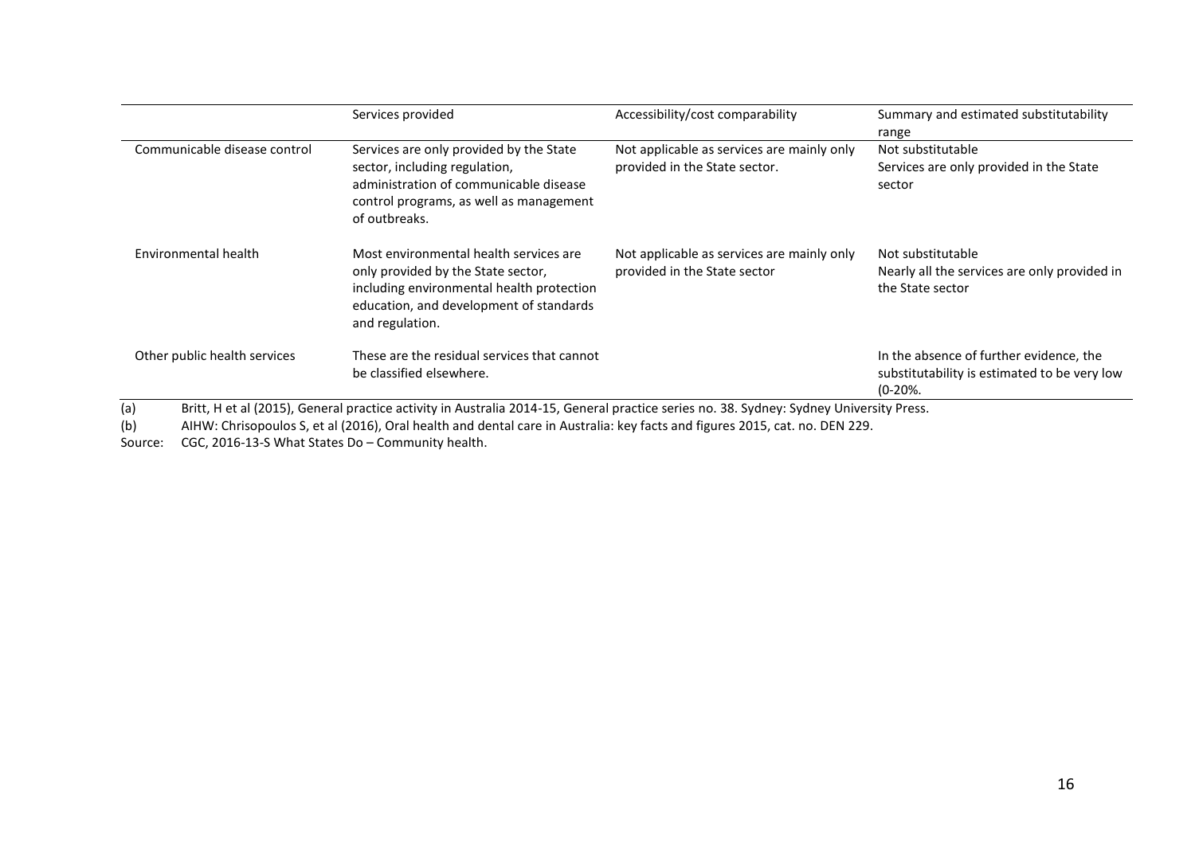| | Services provided | Accessibility/cost comparability | Summary and estimated substitutability range |
|---|---|---|---|
| Communicable disease control | Services are only provided by the State sector, including regulation, administration of communicable disease control programs, as well as management of outbreaks. | Not applicable as services are mainly only provided in the State sector. | Not substitutable<br>Services are only provided in the State sector |
| Environmental health | Most environmental health services are only provided by the State sector, including environmental health protection education, and development of standards and regulation. | Not applicable as services are mainly only provided in the State sector | Not substitutable<br>Nearly all the services are only provided in the State sector |
| Other public health services | These are the residual services that cannot be classified elsewhere. | | In the absence of further evidence, the substitutability is estimated to be very low (0-20%. |

(a) Britt, H et al (2015), General practice activity in Australia 2014-15, General practice series no. 38. Sydney: Sydney University Press.

(b) AIHW: Chrisopoulos S, et al (2016), Oral health and dental care in Australia: key facts and figures 2015, cat. no. DEN 229.

Source: CGC, 2016-13-S What States Do – Community health.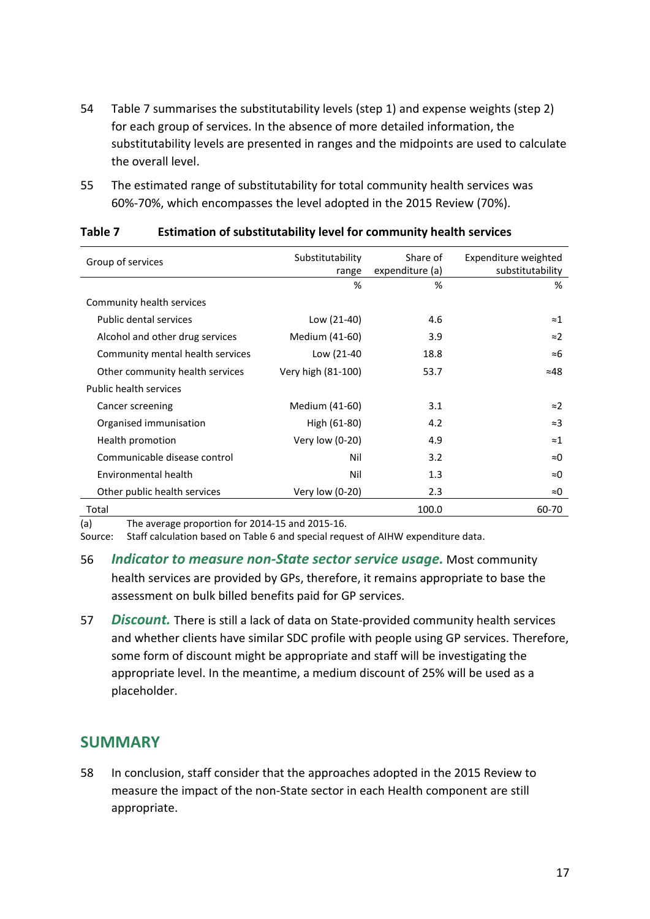54 Table 7 summarises the substitutability levels (step 1) and expense weights (step 2) for each group of services. In the absence of more detailed information, the substitutability levels are presented in ranges and the midpoints are used to calculate the overall level.

55 The estimated range of substitutability for total community health services was 60%-70%, which encompasses the level adopted in the 2015 Review (70%).

**Table 7 Estimation of substitutability level for community health services**

| Group of services | Substitutability range | Share of expenditure (a) | Expenditure weighted substitutability |
|---|---|---|---|
| | % | % | % |
| Community health services | | | |
| Public dental services | Low (21-40) | 4.6 | ≈1 |
| Alcohol and other drug services | Medium (41-60) | 3.9 | ≈2 |
| Community mental health services | Low (21-40 | 18.8 | ≈6 |
| Other community health services | Very high (81-100) | 53.7 | ≈48 |
| Public health services | | | |
| Cancer screening | Medium (41-60) | 3.1 | ≈2 |
| Organised immunisation | High (61-80) | 4.2 | ≈3 |
| Health promotion | Very low (0-20) | 4.9 | ≈1 |
| Communicable disease control | Nil | 3.2 | ≈0 |
| Environmental health | Nil | 1.3 | ≈0 |
| Other public health services | Very low (0-20) | 2.3 | ≈0 |
| Total | | 100.0 | 60-70 |

(a) The average proportion for 2014-15 and 2015-16.
Source: Staff calculation based on Table 6 and special request of AIHW expenditure data.

56 ***Indicator to measure non-State sector service usage.*** Most community health services are provided by GPs, therefore, it remains appropriate to base the assessment on bulk billed benefits paid for GP services.

57 ***Discount.*** There is still a lack of data on State-provided community health services and whether clients have similar SDC profile with people using GP services. Therefore, some form of discount might be appropriate and staff will be investigating the appropriate level. In the meantime, a medium discount of 25% will be used as a placeholder.

## SUMMARY

58 In conclusion, staff consider that the approaches adopted in the 2015 Review to measure the impact of the non-State sector in each Health component are still appropriate.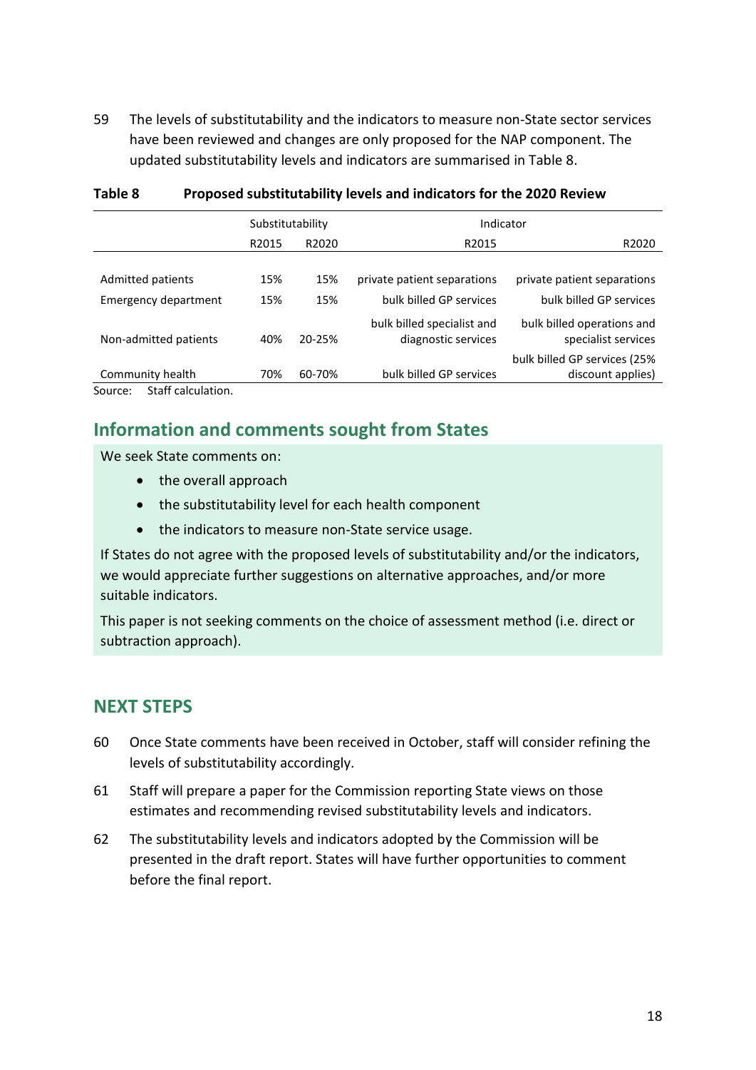59 The levels of substitutability and the indicators to measure non-State sector services have been reviewed and changes are only proposed for the NAP component. The updated substitutability levels and indicators are summarised in Table 8.

**Table 8 Proposed substitutability levels and indicators for the 2020 Review**

| | Substitutability | | Indicator | |
|---|---|---|---|---|
| | R2015 | R2020 | R2015 | R2020 |
| Admitted patients | 15% | 15% | private patient separations | private patient separations |
| Emergency department | 15% | 15% | bulk billed GP services | bulk billed GP services |
| Non-admitted patients | 40% | 20-25% | bulk billed specialist and diagnostic services | bulk billed operations and specialist services |
| Community health | 70% | 60-70% | bulk billed GP services | bulk billed GP services (25% discount applies) |

Source: Staff calculation.

## Information and comments sought from States

We seek State comments on:

- the overall approach
- the substitutability level for each health component
- the indicators to measure non-State service usage.

If States do not agree with the proposed levels of substitutability and/or the indicators, we would appreciate further suggestions on alternative approaches, and/or more suitable indicators.

This paper is not seeking comments on the choice of assessment method (i.e. direct or subtraction approach).

## NEXT STEPS

60 Once State comments have been received in October, staff will consider refining the levels of substitutability accordingly.

61 Staff will prepare a paper for the Commission reporting State views on those estimates and recommending revised substitutability levels and indicators.

62 The substitutability levels and indicators adopted by the Commission will be presented in the draft report. States will have further opportunities to comment before the final report.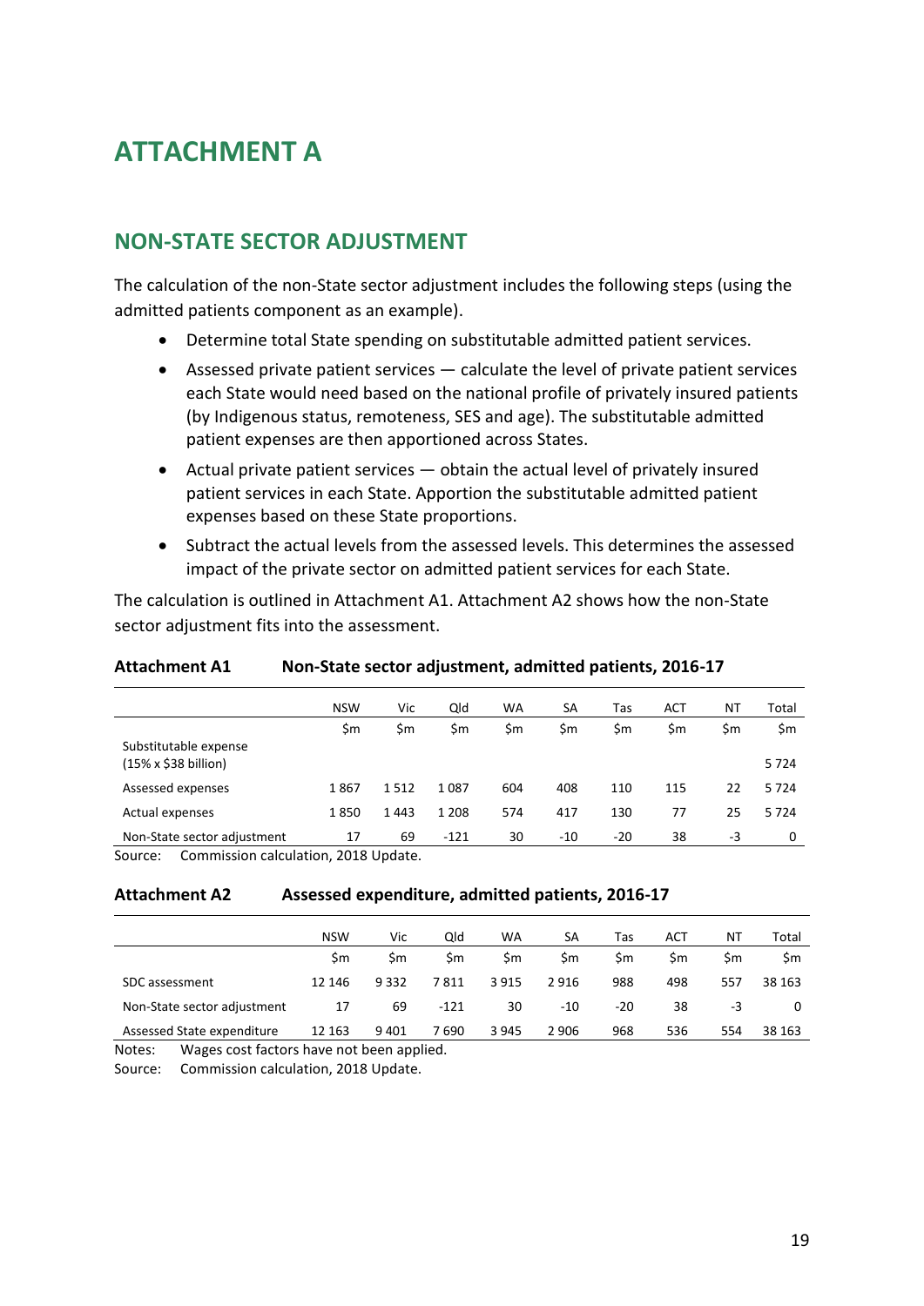# ATTACHMENT A

## NON-STATE SECTOR ADJUSTMENT

The calculation of the non-State sector adjustment includes the following steps (using the admitted patients component as an example).

- Determine total State spending on substitutable admitted patient services.
- Assessed private patient services — calculate the level of private patient services each State would need based on the national profile of privately insured patients (by Indigenous status, remoteness, SES and age). The substitutable admitted patient expenses are then apportioned across States.
- Actual private patient services — obtain the actual level of privately insured patient services in each State. Apportion the substitutable admitted patient expenses based on these State proportions.
- Subtract the actual levels from the assessed levels. This determines the assessed impact of the private sector on admitted patient services for each State.

The calculation is outlined in Attachment A1. Attachment A2 shows how the non-State sector adjustment fits into the assessment.

**Attachment A1 Non-State sector adjustment, admitted patients, 2016-17**

| | NSW | Vic | Qld | WA | SA | Tas | ACT | NT | Total |
|---|---|---|---|---|---|---|---|---|---|
| | $m | $m | $m | $m | $m | $m | $m | $m | $m |
| Substitutable expense (15% x $38 billion) | | | | | | | | | 5 724 |
| Assessed expenses | 1 867 | 1 512 | 1 087 | 604 | 408 | 110 | 115 | 22 | 5 724 |
| Actual expenses | 1 850 | 1 443 | 1 208 | 574 | 417 | 130 | 77 | 25 | 5 724 |
| Non-State sector adjustment | 17 | 69 | -121 | 30 | -10 | -20 | 38 | -3 | 0 |

Source: Commission calculation, 2018 Update.

**Attachment A2 Assessed expenditure, admitted patients, 2016-17**

| | NSW | Vic | Qld | WA | SA | Tas | ACT | NT | Total |
|---|---|---|---|---|---|---|---|---|---|
| | $m | $m | $m | $m | $m | $m | $m | $m | $m |
| SDC assessment | 12 146 | 9 332 | 7 811 | 3 915 | 2 916 | 988 | 498 | 557 | 38 163 |
| Non-State sector adjustment | 17 | 69 | -121 | 30 | -10 | -20 | 38 | -3 | 0 |
| Assessed State expenditure | 12 163 | 9 401 | 7 690 | 3 945 | 2 906 | 968 | 536 | 554 | 38 163 |

Notes: Wages cost factors have not been applied.

Source: Commission calculation, 2018 Update.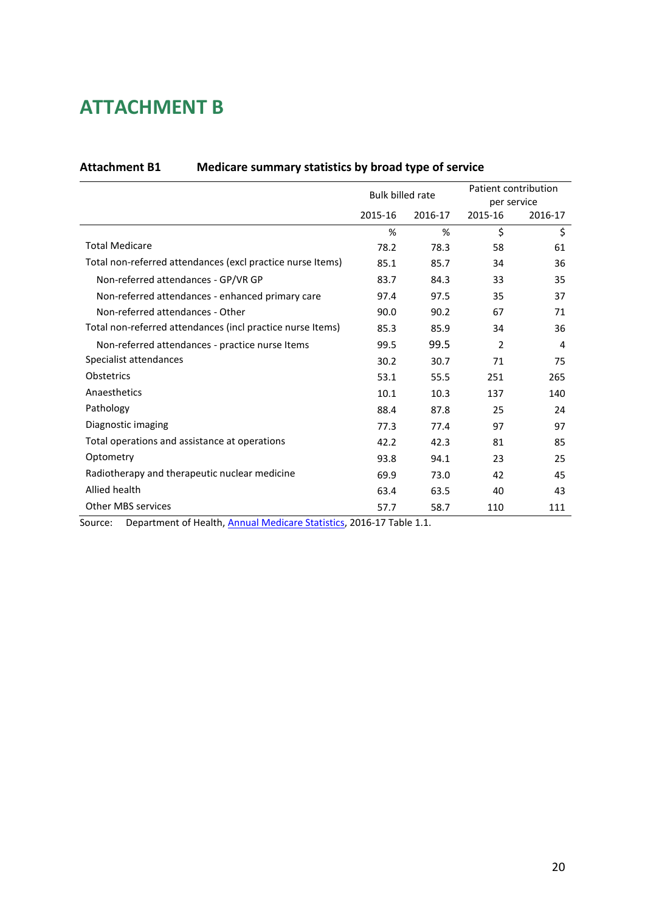# ATTACHMENT B

**Attachment B1 Medicare summary statistics by broad type of service**

| | Bulk billed rate | | Patient contribution per service | |
|---|---|---|---|---|
| | 2015-16 | 2016-17 | 2015-16 | 2016-17 |
| | % | % | $ | $ |
| Total Medicare | 78.2 | 78.3 | 58 | 61 |
| Total non-referred attendances (excl practice nurse Items) | 85.1 | 85.7 | 34 | 36 |
| Non-referred attendances - GP/VR GP | 83.7 | 84.3 | 33 | 35 |
| Non-referred attendances - enhanced primary care | 97.4 | 97.5 | 35 | 37 |
| Non-referred attendances - Other | 90.0 | 90.2 | 67 | 71 |
| Total non-referred attendances (incl practice nurse Items) | 85.3 | 85.9 | 34 | 36 |
| Non-referred attendances - practice nurse Items | 99.5 | 99.5 | 2 | 4 |
| Specialist attendances | 30.2 | 30.7 | 71 | 75 |
| Obstetrics | 53.1 | 55.5 | 251 | 265 |
| Anaesthetics | 10.1 | 10.3 | 137 | 140 |
| Pathology | 88.4 | 87.8 | 25 | 24 |
| Diagnostic imaging | 77.3 | 77.4 | 97 | 97 |
| Total operations and assistance at operations | 42.2 | 42.3 | 81 | 85 |
| Optometry | 93.8 | 94.1 | 23 | 25 |
| Radiotherapy and therapeutic nuclear medicine | 69.9 | 73.0 | 42 | 45 |
| Allied health | 63.4 | 63.5 | 40 | 43 |
| Other MBS services | 57.7 | 58.7 | 110 | 111 |

Source: Department of Health, Annual Medicare Statistics, 2016-17 Table 1.1.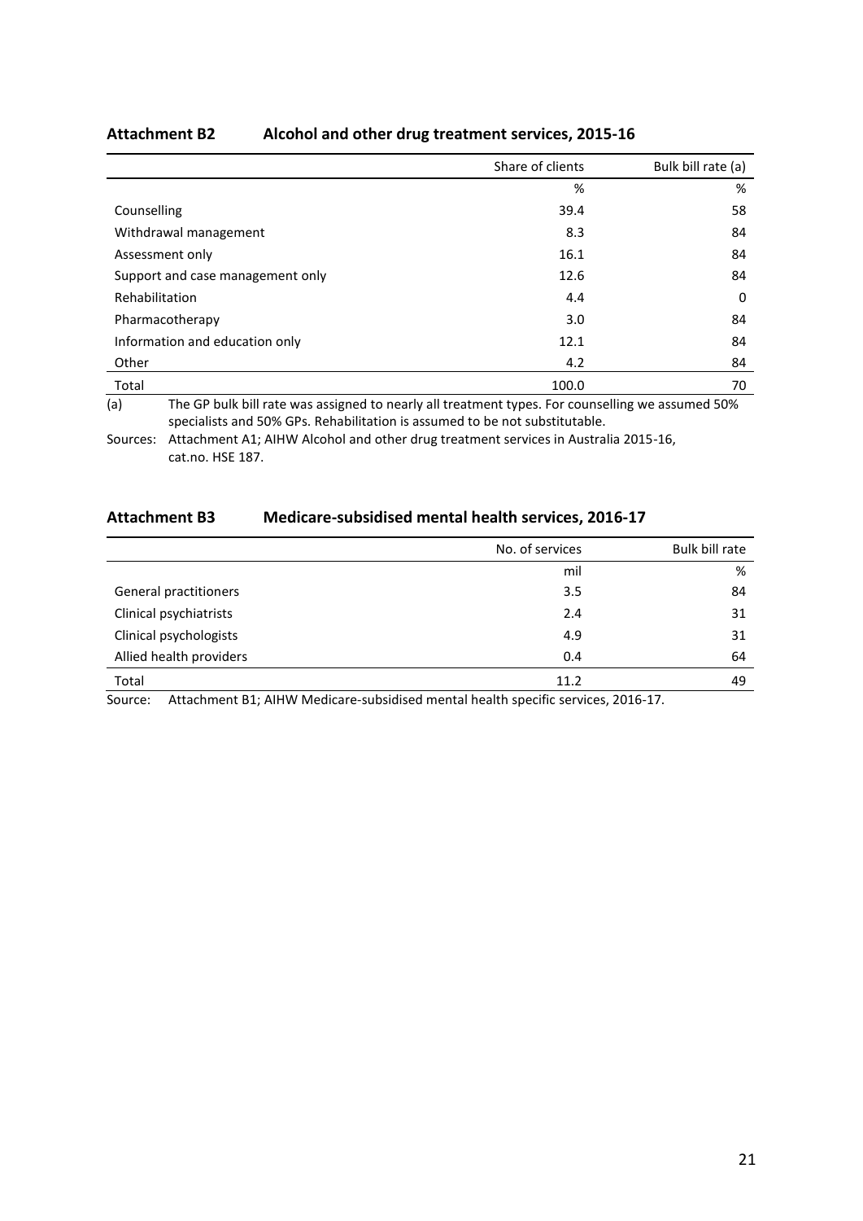## Attachment B2 Alcohol and other drug treatment services, 2015-16

| | Share of clients | Bulk bill rate (a) |
|---|---|---|
| | % | % |
| Counselling | 39.4 | 58 |
| Withdrawal management | 8.3 | 84 |
| Assessment only | 16.1 | 84 |
| Support and case management only | 12.6 | 84 |
| Rehabilitation | 4.4 | 0 |
| Pharmacotherapy | 3.0 | 84 |
| Information and education only | 12.1 | 84 |
| Other | 4.2 | 84 |
| Total | 100.0 | 70 |

(a) The GP bulk bill rate was assigned to nearly all treatment types. For counselling we assumed 50% specialists and 50% GPs. Rehabilitation is assumed to be not substitutable.

Sources: Attachment A1; AIHW Alcohol and other drug treatment services in Australia 2015-16, cat.no. HSE 187.

## Attachment B3 Medicare-subsidised mental health services, 2016-17

| | No. of services | Bulk bill rate |
|---|---|---|
| | mil | % |
| General practitioners | 3.5 | 84 |
| Clinical psychiatrists | 2.4 | 31 |
| Clinical psychologists | 4.9 | 31 |
| Allied health providers | 0.4 | 64 |
| Total | 11.2 | 49 |

Source: Attachment B1; AIHW Medicare-subsidised mental health specific services, 2016-17.